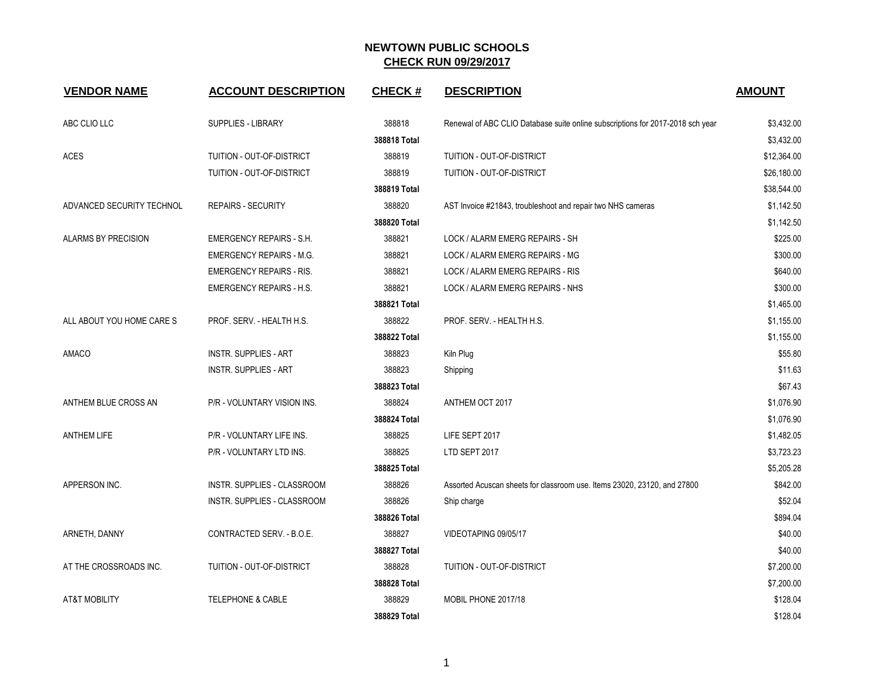# NEWTOWN PUBLIC SCHOOLS

## CHECK RUN 09/29/2017

| VENDOR NAME | ACCOUNT DESCRIPTION | CHECK # | DESCRIPTION | AMOUNT |
|---|---|---|---|---|
| ABC CLIO LLC | SUPPLIES - LIBRARY | 388818 | Renewal of ABC CLIO Database suite online subscriptions for 2017-2018 sch year | $3,432.00 |
| | | **388818 Total** | | $3,432.00 |
| ACES | TUITION - OUT-OF-DISTRICT | 388819 | TUITION - OUT-OF-DISTRICT | $12,364.00 |
| | TUITION - OUT-OF-DISTRICT | 388819 | TUITION - OUT-OF-DISTRICT | $26,180.00 |
| | | **388819 Total** | | $38,544.00 |
| ADVANCED SECURITY TECHNOL | REPAIRS - SECURITY | 388820 | AST Invoice #21843, troubleshoot and repair two NHS cameras | $1,142.50 |
| | | **388820 Total** | | $1,142.50 |
| ALARMS BY PRECISION | EMERGENCY REPAIRS - S.H. | 388821 | LOCK / ALARM EMERG REPAIRS - SH | $225.00 |
| | EMERGENCY REPAIRS - M.G. | 388821 | LOCK / ALARM EMERG REPAIRS - MG | $300.00 |
| | EMERGENCY REPAIRS - RIS. | 388821 | LOCK / ALARM EMERG REPAIRS - RIS | $640.00 |
| | EMERGENCY REPAIRS - H.S. | 388821 | LOCK / ALARM EMERG REPAIRS - NHS | $300.00 |
| | | **388821 Total** | | $1,465.00 |
| ALL ABOUT YOU HOME CARE S | PROF. SERV. - HEALTH H.S. | 388822 | PROF. SERV. - HEALTH H.S. | $1,155.00 |
| | | **388822 Total** | | $1,155.00 |
| AMACO | INSTR. SUPPLIES - ART | 388823 | Kiln Plug | $55.80 |
| | INSTR. SUPPLIES - ART | 388823 | Shipping | $11.63 |
| | | **388823 Total** | | $67.43 |
| ANTHEM BLUE CROSS AN | P/R - VOLUNTARY VISION INS. | 388824 | ANTHEM OCT 2017 | $1,076.90 |
| | | **388824 Total** | | $1,076.90 |
| ANTHEM LIFE | P/R - VOLUNTARY LIFE INS. | 388825 | LIFE SEPT 2017 | $1,482.05 |
| | P/R - VOLUNTARY LTD INS. | 388825 | LTD SEPT 2017 | $3,723.23 |
| | | **388825 Total** | | $5,205.28 |
| APPERSON INC. | INSTR. SUPPLIES - CLASSROOM | 388826 | Assorted Acuscan sheets for classroom use. Items 23020, 23120, and 27800 | $842.00 |
| | INSTR. SUPPLIES - CLASSROOM | 388826 | Ship charge | $52.04 |
| | | **388826 Total** | | $894.04 |
| ARNETH, DANNY | CONTRACTED SERV. - B.O.E. | 388827 | VIDEOTAPING 09/05/17 | $40.00 |
| | | **388827 Total** | | $40.00 |
| AT THE CROSSROADS INC. | TUITION - OUT-OF-DISTRICT | 388828 | TUITION - OUT-OF-DISTRICT | $7,200.00 |
| | | **388828 Total** | | $7,200.00 |
| AT&T MOBILITY | TELEPHONE & CABLE | 388829 | MOBIL PHONE 2017/18 | $128.04 |
| | | **388829 Total** | | $128.04 |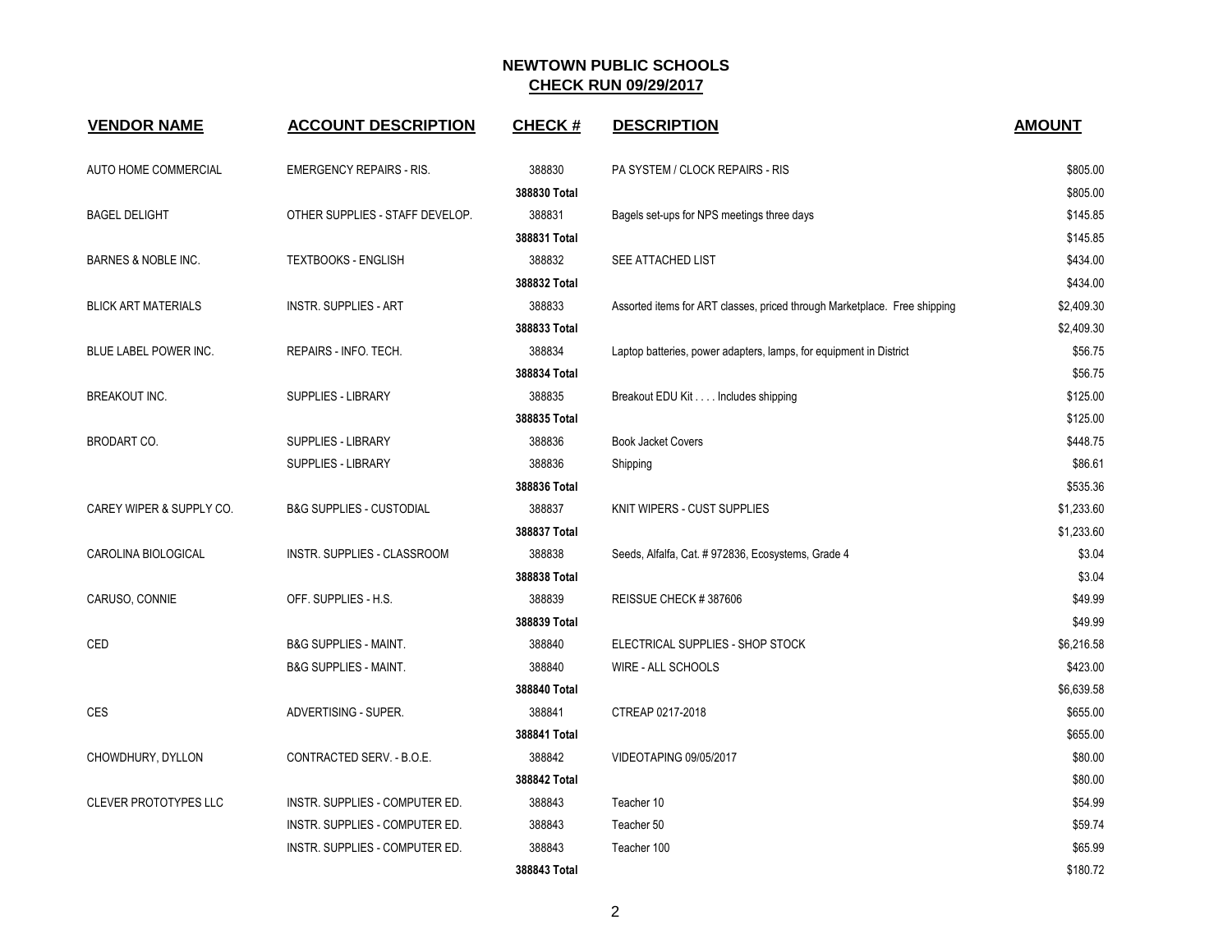# NEWTOWN PUBLIC SCHOOLS

## CHECK RUN 09/29/2017

| VENDOR NAME | ACCOUNT DESCRIPTION | CHECK # | DESCRIPTION | AMOUNT |
|---|---|---|---|---|
| AUTO HOME COMMERCIAL | EMERGENCY REPAIRS - RIS. | 388830 | PA SYSTEM / CLOCK REPAIRS - RIS | $805.00 |
| | | **388830 Total** | | $805.00 |
| BAGEL DELIGHT | OTHER SUPPLIES - STAFF DEVELOP. | 388831 | Bagels set-ups for NPS meetings three days | $145.85 |
| | | **388831 Total** | | $145.85 |
| BARNES & NOBLE INC. | TEXTBOOKS - ENGLISH | 388832 | SEE ATTACHED LIST | $434.00 |
| | | **388832 Total** | | $434.00 |
| BLICK ART MATERIALS | INSTR. SUPPLIES - ART | 388833 | Assorted items for ART classes, priced through Marketplace. Free shipping | $2,409.30 |
| | | **388833 Total** | | $2,409.30 |
| BLUE LABEL POWER INC. | REPAIRS - INFO. TECH. | 388834 | Laptop batteries, power adapters, lamps, for equipment in District | $56.75 |
| | | **388834 Total** | | $56.75 |
| BREAKOUT INC. | SUPPLIES - LIBRARY | 388835 | Breakout EDU Kit . . . . Includes shipping | $125.00 |
| | | **388835 Total** | | $125.00 |
| BRODART CO. | SUPPLIES - LIBRARY | 388836 | Book Jacket Covers | $448.75 |
| | SUPPLIES - LIBRARY | 388836 | Shipping | $86.61 |
| | | **388836 Total** | | $535.36 |
| CAREY WIPER & SUPPLY CO. | B&G SUPPLIES - CUSTODIAL | 388837 | KNIT WIPERS - CUST SUPPLIES | $1,233.60 |
| | | **388837 Total** | | $1,233.60 |
| CAROLINA BIOLOGICAL | INSTR. SUPPLIES - CLASSROOM | 388838 | Seeds, Alfalfa, Cat. # 972836, Ecosystems, Grade 4 | $3.04 |
| | | **388838 Total** | | $3.04 |
| CARUSO, CONNIE | OFF. SUPPLIES - H.S. | 388839 | REISSUE CHECK # 387606 | $49.99 |
| | | **388839 Total** | | $49.99 |
| CED | B&G SUPPLIES - MAINT. | 388840 | ELECTRICAL SUPPLIES - SHOP STOCK | $6,216.58 |
| | B&G SUPPLIES - MAINT. | 388840 | WIRE - ALL SCHOOLS | $423.00 |
| | | **388840 Total** | | $6,639.58 |
| CES | ADVERTISING - SUPER. | 388841 | CTREAP 0217-2018 | $655.00 |
| | | **388841 Total** | | $655.00 |
| CHOWDHURY, DYLLON | CONTRACTED SERV. - B.O.E. | 388842 | VIDEOTAPING 09/05/2017 | $80.00 |
| | | **388842 Total** | | $80.00 |
| CLEVER PROTOTYPES LLC | INSTR. SUPPLIES - COMPUTER ED. | 388843 | Teacher 10 | $54.99 |
| | INSTR. SUPPLIES - COMPUTER ED. | 388843 | Teacher 50 | $59.74 |
| | INSTR. SUPPLIES - COMPUTER ED. | 388843 | Teacher 100 | $65.99 |
| | | **388843 Total** | | $180.72 |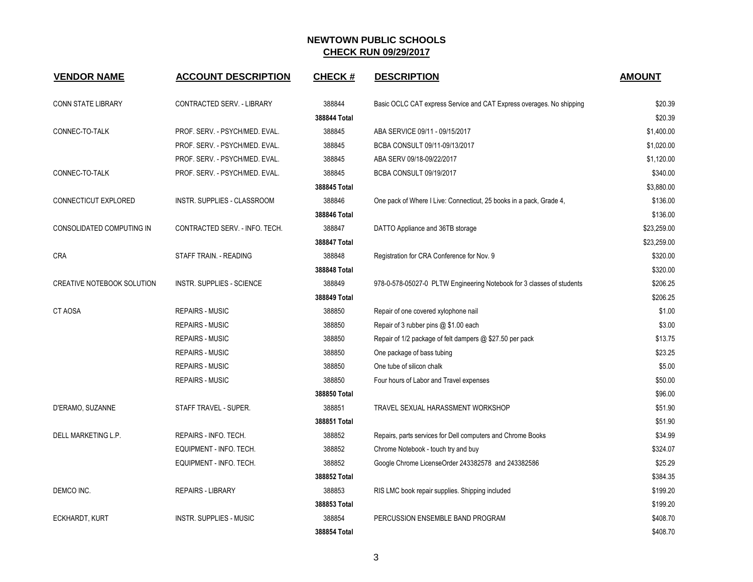# NEWTOWN PUBLIC SCHOOLS
## CHECK RUN 09/29/2017

| VENDOR NAME | ACCOUNT DESCRIPTION | CHECK # | DESCRIPTION | AMOUNT |
|---|---|---|---|---|
| CONN STATE LIBRARY | CONTRACTED SERV. - LIBRARY | 388844 | Basic OCLC CAT express Service and CAT Express overages. No shipping | $20.39 |
| | | **388844 Total** | | $20.39 |
| CONNEC-TO-TALK | PROF. SERV. - PSYCH/MED. EVAL. | 388845 | ABA SERVICE 09/11 - 09/15/2017 | $1,400.00 |
| | PROF. SERV. - PSYCH/MED. EVAL. | 388845 | BCBA CONSULT 09/11-09/13/2017 | $1,020.00 |
| | PROF. SERV. - PSYCH/MED. EVAL. | 388845 | ABA SERV 09/18-09/22/2017 | $1,120.00 |
| CONNEC-TO-TALK | PROF. SERV. - PSYCH/MED. EVAL. | 388845 | BCBA CONSULT 09/19/2017 | $340.00 |
| | | **388845 Total** | | $3,880.00 |
| CONNECTICUT EXPLORED | INSTR. SUPPLIES - CLASSROOM | 388846 | One pack of Where I Live: Connecticut, 25 books in a pack, Grade 4, | $136.00 |
| | | **388846 Total** | | $136.00 |
| CONSOLIDATED COMPUTING IN | CONTRACTED SERV. - INFO. TECH. | 388847 | DATTO Appliance and 36TB storage | $23,259.00 |
| | | **388847 Total** | | $23,259.00 |
| CRA | STAFF TRAIN. - READING | 388848 | Registration for CRA Conference for Nov. 9 | $320.00 |
| | | **388848 Total** | | $320.00 |
| CREATIVE NOTEBOOK SOLUTION | INSTR. SUPPLIES - SCIENCE | 388849 | 978-0-578-05027-0 PLTW Engineering Notebook for 3 classes of students | $206.25 |
| | | **388849 Total** | | $206.25 |
| CT AOSA | REPAIRS - MUSIC | 388850 | Repair of one covered xylophone nail | $1.00 |
| | REPAIRS - MUSIC | 388850 | Repair of 3 rubber pins @ $1.00 each | $3.00 |
| | REPAIRS - MUSIC | 388850 | Repair of 1/2 package of felt dampers @ $27.50 per pack | $13.75 |
| | REPAIRS - MUSIC | 388850 | One package of bass tubing | $23.25 |
| | REPAIRS - MUSIC | 388850 | One tube of silicon chalk | $5.00 |
| | REPAIRS - MUSIC | 388850 | Four hours of Labor and Travel expenses | $50.00 |
| | | **388850 Total** | | $96.00 |
| D'ERAMO, SUZANNE | STAFF TRAVEL - SUPER. | 388851 | TRAVEL SEXUAL HARASSMENT WORKSHOP | $51.90 |
| | | **388851 Total** | | $51.90 |
| DELL MARKETING L.P. | REPAIRS - INFO. TECH. | 388852 | Repairs, parts services for Dell computers and Chrome Books | $34.99 |
| | EQUIPMENT - INFO. TECH. | 388852 | Chrome Notebook - touch try and buy | $324.07 |
| | EQUIPMENT - INFO. TECH. | 388852 | Google Chrome LicenseOrder 243382578 and 243382586 | $25.29 |
| | | **388852 Total** | | $384.35 |
| DEMCO INC. | REPAIRS - LIBRARY | 388853 | RIS LMC book repair supplies. Shipping included | $199.20 |
| | | **388853 Total** | | $199.20 |
| ECKHARDT, KURT | INSTR. SUPPLIES - MUSIC | 388854 | PERCUSSION ENSEMBLE BAND PROGRAM | $408.70 |
| | | **388854 Total** | | $408.70 |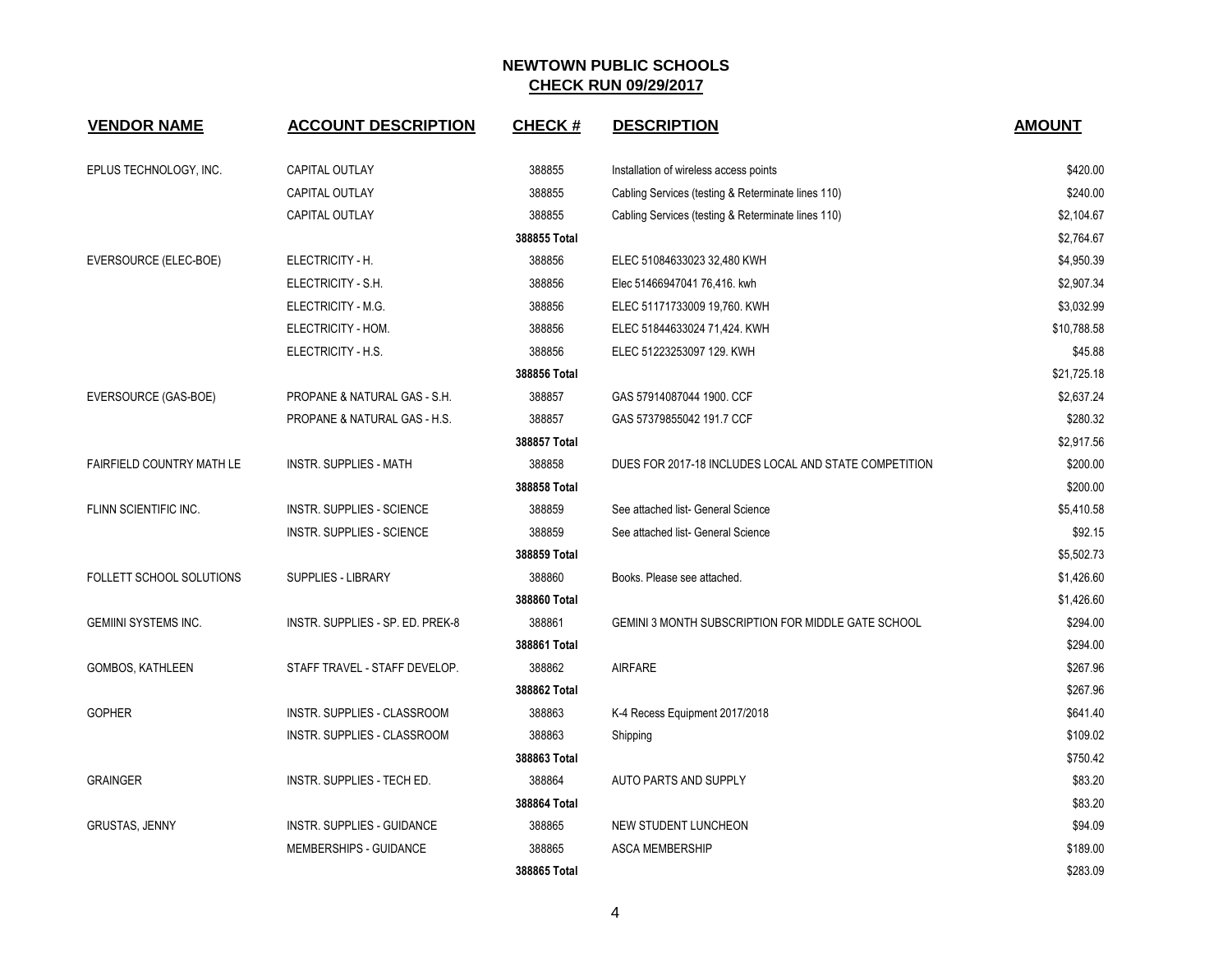# NEWTOWN PUBLIC SCHOOLS

## CHECK RUN 09/29/2017

| VENDOR NAME | ACCOUNT DESCRIPTION | CHECK # | DESCRIPTION | AMOUNT |
|---|---|---|---|---|
| EPLUS TECHNOLOGY, INC. | CAPITAL OUTLAY | 388855 | Installation of wireless access points | $420.00 |
| | CAPITAL OUTLAY | 388855 | Cabling Services (testing & Reterminate lines 110) | $240.00 |
| | CAPITAL OUTLAY | 388855 | Cabling Services (testing & Reterminate lines 110) | $2,104.67 |
| | | **388855 Total** | | $2,764.67 |
| EVERSOURCE (ELEC-BOE) | ELECTRICITY - H. | 388856 | ELEC 51084633023 32,480 KWH | $4,950.39 |
| | ELECTRICITY - S.H. | 388856 | Elec 51466947041 76,416. kwh | $2,907.34 |
| | ELECTRICITY - M.G. | 388856 | ELEC 51171733009 19,760. KWH | $3,032.99 |
| | ELECTRICITY - HOM. | 388856 | ELEC 51844633024 71,424. KWH | $10,788.58 |
| | ELECTRICITY - H.S. | 388856 | ELEC 51223253097 129. KWH | $45.88 |
| | | **388856 Total** | | $21,725.18 |
| EVERSOURCE (GAS-BOE) | PROPANE & NATURAL GAS - S.H. | 388857 | GAS 57914087044 1900. CCF | $2,637.24 |
| | PROPANE & NATURAL GAS - H.S. | 388857 | GAS 57379855042 191.7 CCF | $280.32 |
| | | **388857 Total** | | $2,917.56 |
| FAIRFIELD COUNTRY MATH LE | INSTR. SUPPLIES - MATH | 388858 | DUES FOR 2017-18 INCLUDES LOCAL AND STATE COMPETITION | $200.00 |
| | | **388858 Total** | | $200.00 |
| FLINN SCIENTIFIC INC. | INSTR. SUPPLIES - SCIENCE | 388859 | See attached list- General Science | $5,410.58 |
| | INSTR. SUPPLIES - SCIENCE | 388859 | See attached list- General Science | $92.15 |
| | | **388859 Total** | | $5,502.73 |
| FOLLETT SCHOOL SOLUTIONS | SUPPLIES - LIBRARY | 388860 | Books. Please see attached. | $1,426.60 |
| | | **388860 Total** | | $1,426.60 |
| GEMIINI SYSTEMS INC. | INSTR. SUPPLIES - SP. ED. PREK-8 | 388861 | GEMINI 3 MONTH SUBSCRIPTION FOR MIDDLE GATE SCHOOL | $294.00 |
| | | **388861 Total** | | $294.00 |
| GOMBOS, KATHLEEN | STAFF TRAVEL - STAFF DEVELOP. | 388862 | AIRFARE | $267.96 |
| | | **388862 Total** | | $267.96 |
| GOPHER | INSTR. SUPPLIES - CLASSROOM | 388863 | K-4 Recess Equipment 2017/2018 | $641.40 |
| | INSTR. SUPPLIES - CLASSROOM | 388863 | Shipping | $109.02 |
| | | **388863 Total** | | $750.42 |
| GRAINGER | INSTR. SUPPLIES - TECH ED. | 388864 | AUTO PARTS AND SUPPLY | $83.20 |
| | | **388864 Total** | | $83.20 |
| GRUSTAS, JENNY | INSTR. SUPPLIES - GUIDANCE | 388865 | NEW STUDENT LUNCHEON | $94.09 |
| | MEMBERSHIPS - GUIDANCE | 388865 | ASCA MEMBERSHIP | $189.00 |
| | | **388865 Total** | | $283.09 |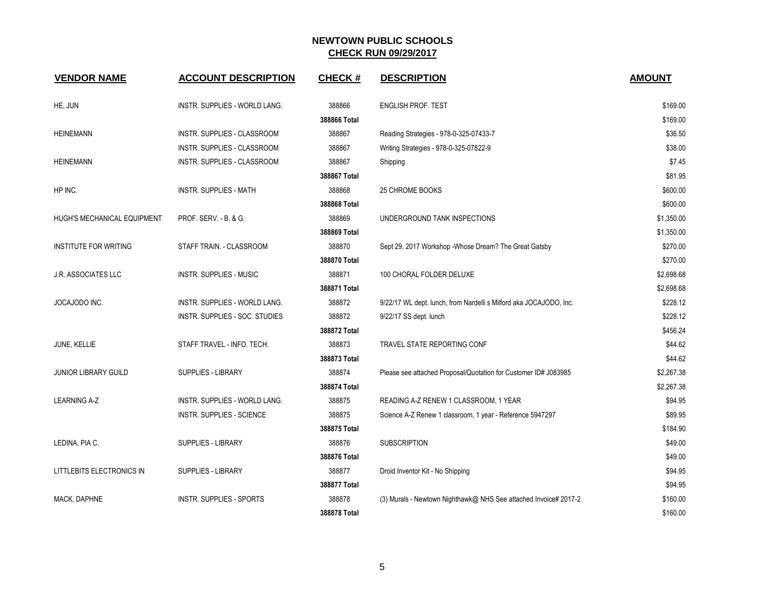# NEWTOWN PUBLIC SCHOOLS
## CHECK RUN 09/29/2017

| VENDOR NAME | ACCOUNT DESCRIPTION | CHECK # | DESCRIPTION | AMOUNT |
|---|---|---|---|---|
| HE, JUN | INSTR. SUPPLIES - WORLD LANG. | 388866 | ENGLISH PROF. TEST | $169.00 |
| | | **388866 Total** | | $169.00 |
| HEINEMANN | INSTR. SUPPLIES - CLASSROOM | 388867 | Reading Strategies - 978-0-325-07433-7 | $36.50 |
| | INSTR. SUPPLIES - CLASSROOM | 388867 | Writing Strategies - 978-0-325-07822-9 | $38.00 |
| HEINEMANN | INSTR. SUPPLIES - CLASSROOM | 388867 | Shipping | $7.45 |
| | | **388867 Total** | | $81.95 |
| HP INC. | INSTR. SUPPLIES - MATH | 388868 | 25 CHROME BOOKS | $600.00 |
| | | **388868 Total** | | $600.00 |
| HUGH'S MECHANICAL EQUIPMENT | PROF. SERV. - B. & G. | 388869 | UNDERGROUND TANK INSPECTIONS | $1,350.00 |
| | | **388869 Total** | | $1,350.00 |
| INSTITUTE FOR WRITING | STAFF TRAIN. - CLASSROOM | 388870 | Sept 29, 2017 Workshop -Whose Dream? The Great Gatsby | $270.00 |
| | | **388870 Total** | | $270.00 |
| J.R. ASSOCIATES LLC | INSTR. SUPPLIES - MUSIC | 388871 | 100 CHORAL FOLDER DELUXE | $2,698.68 |
| | | **388871 Total** | | $2,698.68 |
| JOCAJODO INC. | INSTR. SUPPLIES - WORLD LANG. | 388872 | 9/22/17 WL dept. lunch, from Nardelli s Milford aka JOCAJODO, Inc. | $228.12 |
| | INSTR. SUPPLIES - SOC. STUDIES | 388872 | 9/22/17 SS dept. lunch | $228.12 |
| | | **388872 Total** | | $456.24 |
| JUNE, KELLIE | STAFF TRAVEL - INFO. TECH. | 388873 | TRAVEL STATE REPORTING CONF | $44.62 |
| | | **388873 Total** | | $44.62 |
| JUNIOR LIBRARY GUILD | SUPPLIES - LIBRARY | 388874 | Please see attached Proposal/Quotation for Customer ID# J083985 | $2,267.38 |
| | | **388874 Total** | | $2,267.38 |
| LEARNING A-Z | INSTR. SUPPLIES - WORLD LANG. | 388875 | READING A-Z RENEW 1 CLASSROOM, 1 YEAR | $94.95 |
| | INSTR. SUPPLIES - SCIENCE | 388875 | Science A-Z Renew 1 classroom, 1 year - Reference 5947297 | $89.95 |
| | | **388875 Total** | | $184.90 |
| LEDINA, PIA C. | SUPPLIES - LIBRARY | 388876 | SUBSCRIPTION | $49.00 |
| | | **388876 Total** | | $49.00 |
| LITTLEBITS ELECTRONICS IN | SUPPLIES - LIBRARY | 388877 | Droid Inventor Kit - No Shipping | $94.95 |
| | | **388877 Total** | | $94.95 |
| MACK, DAPHNE | INSTR. SUPPLIES - SPORTS | 388878 | (3) Murals - Newtown Nighthawk@ NHS See attached Invoice# 2017-2 | $160.00 |
| | | **388878 Total** | | $160.00 |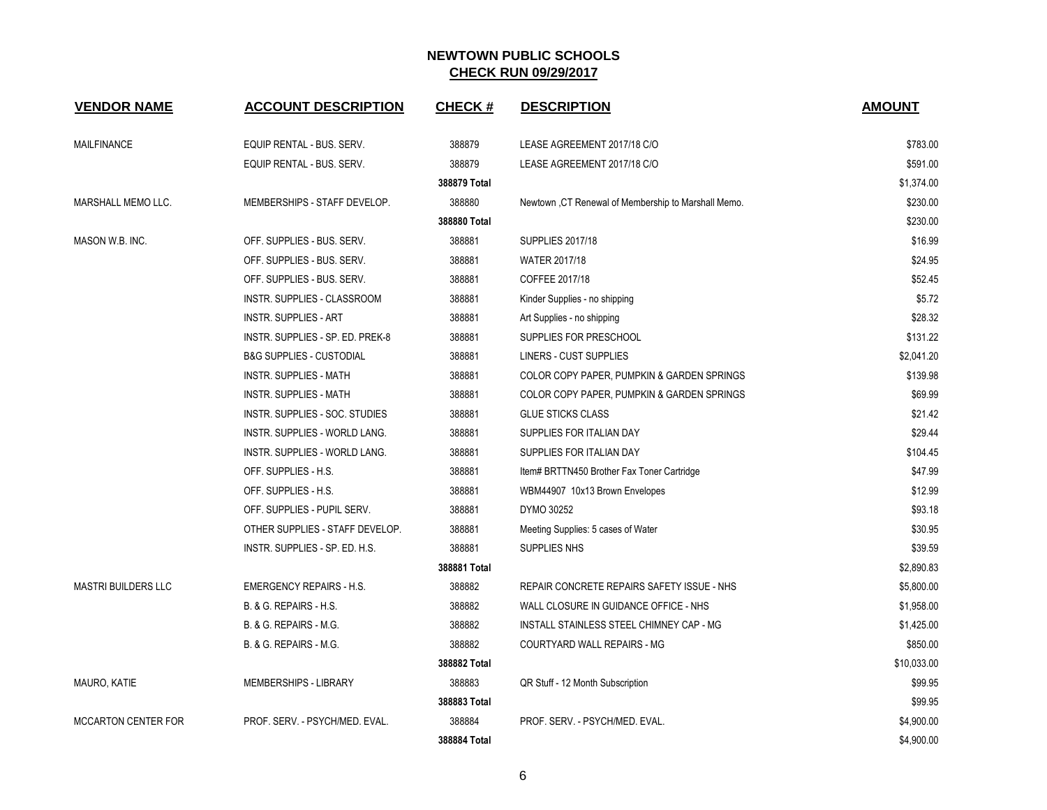## NEWTOWN PUBLIC SCHOOLS
## CHECK RUN 09/29/2017

| VENDOR NAME | ACCOUNT DESCRIPTION | CHECK # | DESCRIPTION | AMOUNT |
|---|---|---|---|---|
| MAILFINANCE | EQUIP RENTAL - BUS. SERV. | 388879 | LEASE AGREEMENT 2017/18 C/O | $783.00 |
| | EQUIP RENTAL - BUS. SERV. | 388879 | LEASE AGREEMENT 2017/18 C/O | $591.00 |
| | | **388879 Total** | | $1,374.00 |
| MARSHALL MEMO LLC. | MEMBERSHIPS - STAFF DEVELOP. | 388880 | Newtown ,CT Renewal of Membership to Marshall Memo. | $230.00 |
| | | **388880 Total** | | $230.00 |
| MASON W.B. INC. | OFF. SUPPLIES - BUS. SERV. | 388881 | SUPPLIES 2017/18 | $16.99 |
| | OFF. SUPPLIES - BUS. SERV. | 388881 | WATER 2017/18 | $24.95 |
| | OFF. SUPPLIES - BUS. SERV. | 388881 | COFFEE 2017/18 | $52.45 |
| | INSTR. SUPPLIES - CLASSROOM | 388881 | Kinder Supplies - no shipping | $5.72 |
| | INSTR. SUPPLIES - ART | 388881 | Art Supplies - no shipping | $28.32 |
| | INSTR. SUPPLIES - SP. ED. PREK-8 | 388881 | SUPPLIES FOR PRESCHOOL | $131.22 |
| | B&G SUPPLIES - CUSTODIAL | 388881 | LINERS - CUST SUPPLIES | $2,041.20 |
| | INSTR. SUPPLIES - MATH | 388881 | COLOR COPY PAPER, PUMPKIN & GARDEN SPRINGS | $139.98 |
| | INSTR. SUPPLIES - MATH | 388881 | COLOR COPY PAPER, PUMPKIN & GARDEN SPRINGS | $69.99 |
| | INSTR. SUPPLIES - SOC. STUDIES | 388881 | GLUE STICKS CLASS | $21.42 |
| | INSTR. SUPPLIES - WORLD LANG. | 388881 | SUPPLIES FOR ITALIAN DAY | $29.44 |
| | INSTR. SUPPLIES - WORLD LANG. | 388881 | SUPPLIES FOR ITALIAN DAY | $104.45 |
| | OFF. SUPPLIES - H.S. | 388881 | Item# BRTTN450 Brother Fax Toner Cartridge | $47.99 |
| | OFF. SUPPLIES - H.S. | 388881 | WBM44907 10x13 Brown Envelopes | $12.99 |
| | OFF. SUPPLIES - PUPIL SERV. | 388881 | DYMO 30252 | $93.18 |
| | OTHER SUPPLIES - STAFF DEVELOP. | 388881 | Meeting Supplies: 5 cases of Water | $30.95 |
| | INSTR. SUPPLIES - SP. ED. H.S. | 388881 | SUPPLIES NHS | $39.59 |
| | | **388881 Total** | | $2,890.83 |
| MASTRI BUILDERS LLC | EMERGENCY REPAIRS - H.S. | 388882 | REPAIR CONCRETE REPAIRS SAFETY ISSUE - NHS | $5,800.00 |
| | B. & G. REPAIRS - H.S. | 388882 | WALL CLOSURE IN GUIDANCE OFFICE - NHS | $1,958.00 |
| | B. & G. REPAIRS - M.G. | 388882 | INSTALL STAINLESS STEEL CHIMNEY CAP - MG | $1,425.00 |
| | B. & G. REPAIRS - M.G. | 388882 | COURTYARD WALL REPAIRS - MG | $850.00 |
| | | **388882 Total** | | $10,033.00 |
| MAURO, KATIE | MEMBERSHIPS - LIBRARY | 388883 | QR Stuff - 12 Month Subscription | $99.95 |
| | | **388883 Total** | | $99.95 |
| MCCARTON CENTER FOR | PROF. SERV. - PSYCH/MED. EVAL. | 388884 | PROF. SERV. - PSYCH/MED. EVAL. | $4,900.00 |
| | | **388884 Total** | | $4,900.00 |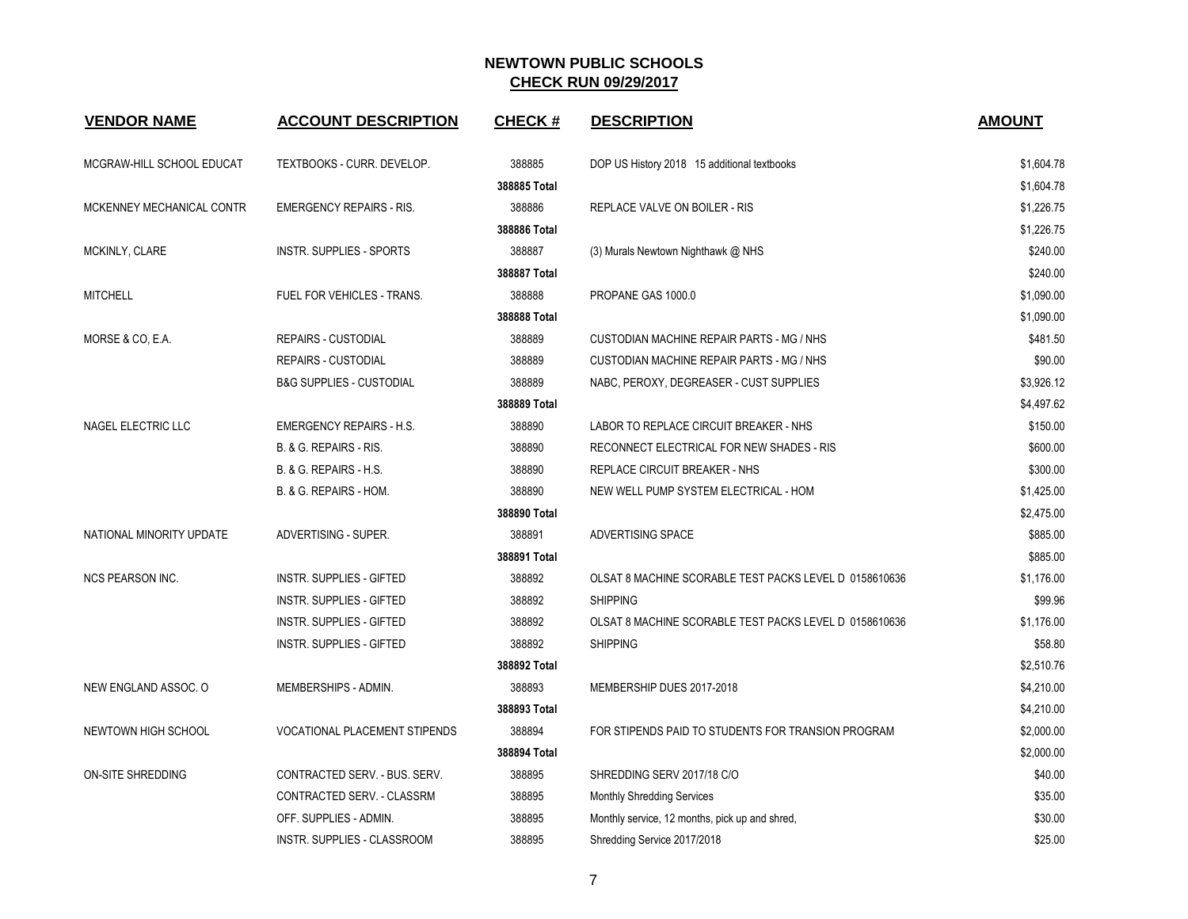# NEWTOWN PUBLIC SCHOOLS
## CHECK RUN 09/29/2017

| VENDOR NAME | ACCOUNT DESCRIPTION | CHECK # | DESCRIPTION | AMOUNT |
|---|---|---|---|---|
| MCGRAW-HILL SCHOOL EDUCAT | TEXTBOOKS - CURR. DEVELOP. | 388885 | DOP US History 2018 15 additional textbooks | $1,604.78 |
| | | 388885 Total | | $1,604.78 |
| MCKENNEY MECHANICAL CONTR | EMERGENCY REPAIRS - RIS. | 388886 | REPLACE VALVE ON BOILER - RIS | $1,226.75 |
| | | 388886 Total | | $1,226.75 |
| MCKINLY, CLARE | INSTR. SUPPLIES - SPORTS | 388887 | (3) Murals Newtown Nighthawk @ NHS | $240.00 |
| | | 388887 Total | | $240.00 |
| MITCHELL | FUEL FOR VEHICLES - TRANS. | 388888 | PROPANE GAS 1000.0 | $1,090.00 |
| | | 388888 Total | | $1,090.00 |
| MORSE & CO, E.A. | REPAIRS - CUSTODIAL | 388889 | CUSTODIAN MACHINE REPAIR PARTS - MG / NHS | $481.50 |
| | REPAIRS - CUSTODIAL | 388889 | CUSTODIAN MACHINE REPAIR PARTS - MG / NHS | $90.00 |
| | B&G SUPPLIES - CUSTODIAL | 388889 | NABC, PEROXY, DEGREASER - CUST SUPPLIES | $3,926.12 |
| | | 388889 Total | | $4,497.62 |
| NAGEL ELECTRIC LLC | EMERGENCY REPAIRS - H.S. | 388890 | LABOR TO REPLACE CIRCUIT BREAKER - NHS | $150.00 |
| | B. & G. REPAIRS - RIS. | 388890 | RECONNECT ELECTRICAL FOR NEW SHADES - RIS | $600.00 |
| | B. & G. REPAIRS - H.S. | 388890 | REPLACE CIRCUIT BREAKER - NHS | $300.00 |
| | B. & G. REPAIRS - HOM. | 388890 | NEW WELL PUMP SYSTEM ELECTRICAL - HOM | $1,425.00 |
| | | 388890 Total | | $2,475.00 |
| NATIONAL MINORITY UPDATE | ADVERTISING - SUPER. | 388891 | ADVERTISING SPACE | $885.00 |
| | | 388891 Total | | $885.00 |
| NCS PEARSON INC. | INSTR. SUPPLIES - GIFTED | 388892 | OLSAT 8 MACHINE SCORABLE TEST PACKS LEVEL D 0158610636 | $1,176.00 |
| | INSTR. SUPPLIES - GIFTED | 388892 | SHIPPING | $99.96 |
| | INSTR. SUPPLIES - GIFTED | 388892 | OLSAT 8 MACHINE SCORABLE TEST PACKS LEVEL D 0158610636 | $1,176.00 |
| | INSTR. SUPPLIES - GIFTED | 388892 | SHIPPING | $58.80 |
| | | 388892 Total | | $2,510.76 |
| NEW ENGLAND ASSOC. O | MEMBERSHIPS - ADMIN. | 388893 | MEMBERSHIP DUES 2017-2018 | $4,210.00 |
| | | 388893 Total | | $4,210.00 |
| NEWTOWN HIGH SCHOOL | VOCATIONAL PLACEMENT STIPENDS | 388894 | FOR STIPENDS PAID TO STUDENTS FOR TRANSION PROGRAM | $2,000.00 |
| | | 388894 Total | | $2,000.00 |
| ON-SITE SHREDDING | CONTRACTED SERV. - BUS. SERV. | 388895 | SHREDDING SERV 2017/18 C/O | $40.00 |
| | CONTRACTED SERV. - CLASSRM | 388895 | Monthly Shredding Services | $35.00 |
| | OFF. SUPPLIES - ADMIN. | 388895 | Monthly service, 12 months, pick up and shred, | $30.00 |
| | INSTR. SUPPLIES - CLASSROOM | 388895 | Shredding Service 2017/2018 | $25.00 |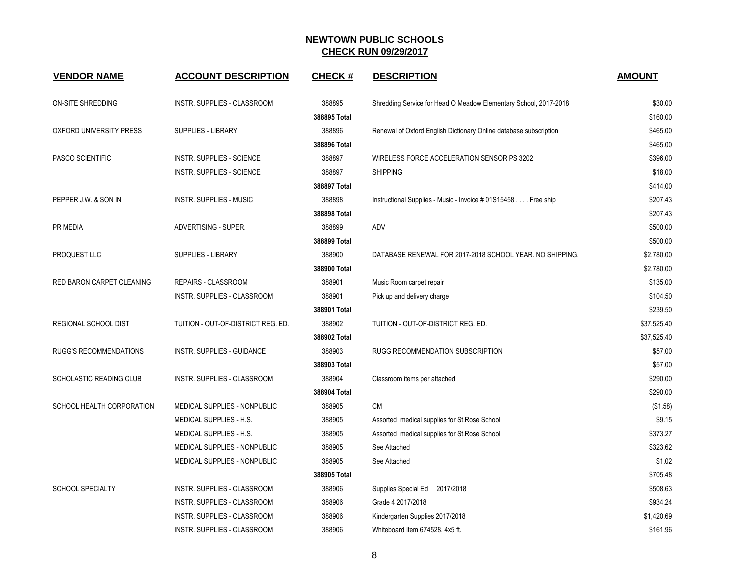## NEWTOWN PUBLIC SCHOOLS
## CHECK RUN 09/29/2017

| VENDOR NAME | ACCOUNT DESCRIPTION | CHECK # | DESCRIPTION | AMOUNT |
|---|---|---|---|---|
| ON-SITE SHREDDING | INSTR. SUPPLIES - CLASSROOM | 388895 | Shredding Service for Head O Meadow Elementary School, 2017-2018 | $30.00 |
| | | 388895 Total | | $160.00 |
| OXFORD UNIVERSITY PRESS | SUPPLIES - LIBRARY | 388896 | Renewal of Oxford English Dictionary Online database subscription | $465.00 |
| | | 388896 Total | | $465.00 |
| PASCO SCIENTIFIC | INSTR. SUPPLIES - SCIENCE | 388897 | WIRELESS FORCE ACCELERATION SENSOR PS 3202 | $396.00 |
| | INSTR. SUPPLIES - SCIENCE | 388897 | SHIPPING | $18.00 |
| | | 388897 Total | | $414.00 |
| PEPPER J.W. & SON IN | INSTR. SUPPLIES - MUSIC | 388898 | Instructional Supplies - Music - Invoice # 01S15458 . . . . Free ship | $207.43 |
| | | 388898 Total | | $207.43 |
| PR MEDIA | ADVERTISING - SUPER. | 388899 | ADV | $500.00 |
| | | 388899 Total | | $500.00 |
| PROQUEST LLC | SUPPLIES - LIBRARY | 388900 | DATABASE RENEWAL FOR 2017-2018 SCHOOL YEAR. NO SHIPPING. | $2,780.00 |
| | | 388900 Total | | $2,780.00 |
| RED BARON CARPET CLEANING | REPAIRS - CLASSROOM | 388901 | Music Room carpet repair | $135.00 |
| | INSTR. SUPPLIES - CLASSROOM | 388901 | Pick up and delivery charge | $104.50 |
| | | 388901 Total | | $239.50 |
| REGIONAL SCHOOL DIST | TUITION - OUT-OF-DISTRICT REG. ED. | 388902 | TUITION - OUT-OF-DISTRICT REG. ED. | $37,525.40 |
| | | 388902 Total | | $37,525.40 |
| RUGG'S RECOMMENDATIONS | INSTR. SUPPLIES - GUIDANCE | 388903 | RUGG RECOMMENDATION SUBSCRIPTION | $57.00 |
| | | 388903 Total | | $57.00 |
| SCHOLASTIC READING CLUB | INSTR. SUPPLIES - CLASSROOM | 388904 | Classroom items per attached | $290.00 |
| | | 388904 Total | | $290.00 |
| SCHOOL HEALTH CORPORATION | MEDICAL SUPPLIES - NONPUBLIC | 388905 | CM | ($1.58) |
| | MEDICAL SUPPLIES - H.S. | 388905 | Assorted medical supplies for St.Rose School | $9.15 |
| | MEDICAL SUPPLIES - H.S. | 388905 | Assorted medical supplies for St.Rose School | $373.27 |
| | MEDICAL SUPPLIES - NONPUBLIC | 388905 | See Attached | $323.62 |
| | MEDICAL SUPPLIES - NONPUBLIC | 388905 | See Attached | $1.02 |
| | | 388905 Total | | $705.48 |
| SCHOOL SPECIALTY | INSTR. SUPPLIES - CLASSROOM | 388906 | Supplies Special Ed 2017/2018 | $508.63 |
| | INSTR. SUPPLIES - CLASSROOM | 388906 | Grade 4 2017/2018 | $934.24 |
| | INSTR. SUPPLIES - CLASSROOM | 388906 | Kindergarten Supplies 2017/2018 | $1,420.69 |
| | INSTR. SUPPLIES - CLASSROOM | 388906 | Whiteboard Item 674528, 4x5 ft. | $161.96 |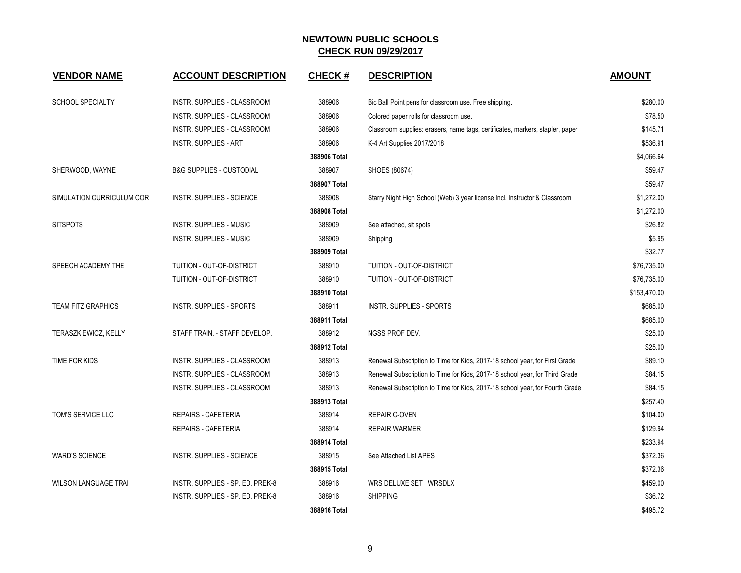# NEWTOWN PUBLIC SCHOOLS

## CHECK RUN 09/29/2017

| VENDOR NAME | ACCOUNT DESCRIPTION | CHECK # | DESCRIPTION | AMOUNT |
|---|---|---|---|---|
| SCHOOL SPECIALTY | INSTR. SUPPLIES - CLASSROOM | 388906 | Bic Ball Point pens for classroom use. Free shipping. | $280.00 |
| | INSTR. SUPPLIES - CLASSROOM | 388906 | Colored paper rolls for classroom use. | $78.50 |
| | INSTR. SUPPLIES - CLASSROOM | 388906 | Classroom supplies: erasers, name tags, certificates, markers, stapler, paper | $145.71 |
| | INSTR. SUPPLIES - ART | 388906 | K-4 Art Supplies 2017/2018 | $536.91 |
| | | **388906 Total** | | $4,066.64 |
| SHERWOOD, WAYNE | B&G SUPPLIES - CUSTODIAL | 388907 | SHOES (80674) | $59.47 |
| | | **388907 Total** | | $59.47 |
| SIMULATION CURRICULUM COR | INSTR. SUPPLIES - SCIENCE | 388908 | Starry Night High School (Web) 3 year license Incl. Instructor & Classroom | $1,272.00 |
| | | **388908 Total** | | $1,272.00 |
| SITSPOTS | INSTR. SUPPLIES - MUSIC | 388909 | See attached, sit spots | $26.82 |
| | INSTR. SUPPLIES - MUSIC | 388909 | Shipping | $5.95 |
| | | **388909 Total** | | $32.77 |
| SPEECH ACADEMY THE | TUITION - OUT-OF-DISTRICT | 388910 | TUITION - OUT-OF-DISTRICT | $76,735.00 |
| | TUITION - OUT-OF-DISTRICT | 388910 | TUITION - OUT-OF-DISTRICT | $76,735.00 |
| | | **388910 Total** | | $153,470.00 |
| TEAM FITZ GRAPHICS | INSTR. SUPPLIES - SPORTS | 388911 | INSTR. SUPPLIES - SPORTS | $685.00 |
| | | **388911 Total** | | $685.00 |
| TERASZKIEWICZ, KELLY | STAFF TRAIN. - STAFF DEVELOP. | 388912 | NGSS PROF DEV. | $25.00 |
| | | **388912 Total** | | $25.00 |
| TIME FOR KIDS | INSTR. SUPPLIES - CLASSROOM | 388913 | Renewal Subscription to Time for Kids, 2017-18 school year, for First Grade | $89.10 |
| | INSTR. SUPPLIES - CLASSROOM | 388913 | Renewal Subscription to Time for Kids, 2017-18 school year, for Third Grade | $84.15 |
| | INSTR. SUPPLIES - CLASSROOM | 388913 | Renewal Subscription to Time for Kids, 2017-18 school year, for Fourth Grade | $84.15 |
| | | **388913 Total** | | $257.40 |
| TOM'S SERVICE LLC | REPAIRS - CAFETERIA | 388914 | REPAIR C-OVEN | $104.00 |
| | REPAIRS - CAFETERIA | 388914 | REPAIR WARMER | $129.94 |
| | | **388914 Total** | | $233.94 |
| WARD'S SCIENCE | INSTR. SUPPLIES - SCIENCE | 388915 | See Attached List APES | $372.36 |
| | | **388915 Total** | | $372.36 |
| WILSON LANGUAGE TRAI | INSTR. SUPPLIES - SP. ED. PREK-8 | 388916 | WRS DELUXE SET WRSDLX | $459.00 |
| | INSTR. SUPPLIES - SP. ED. PREK-8 | 388916 | SHIPPING | $36.72 |
| | | **388916 Total** | | $495.72 |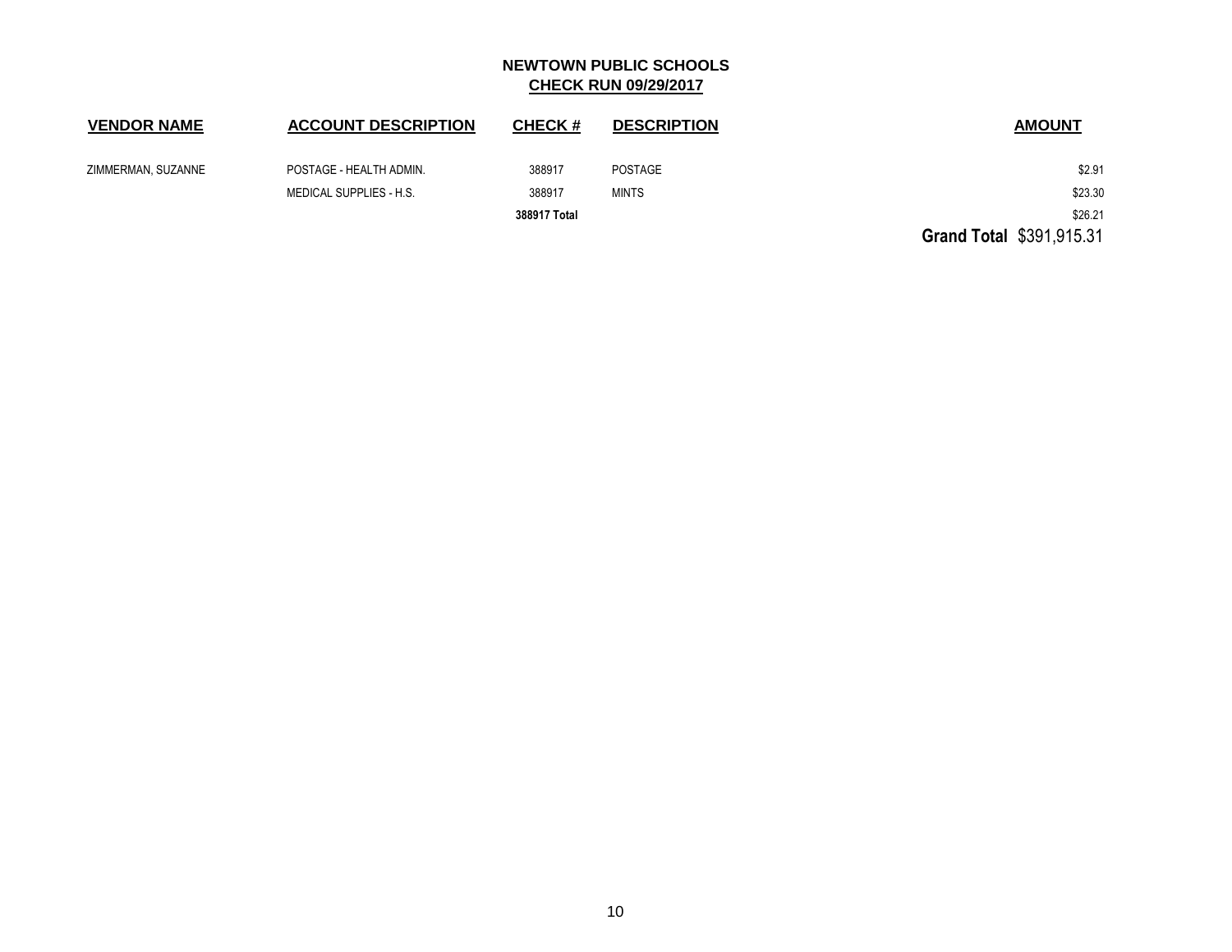**NEWTOWN PUBLIC SCHOOLS**
**CHECK RUN 09/29/2017**

| VENDOR NAME | ACCOUNT DESCRIPTION | CHECK # | DESCRIPTION | AMOUNT |
|---|---|---|---|---|
| ZIMMERMAN, SUZANNE | POSTAGE - HEALTH ADMIN. | 388917 | POSTAGE | $2.91 |
| | MEDICAL SUPPLIES - H.S. | 388917 | MINTS | $23.30 |
| | | **388917 Total** | | $26.21 |
| | | | **Grand Total** | $391,915.31 |